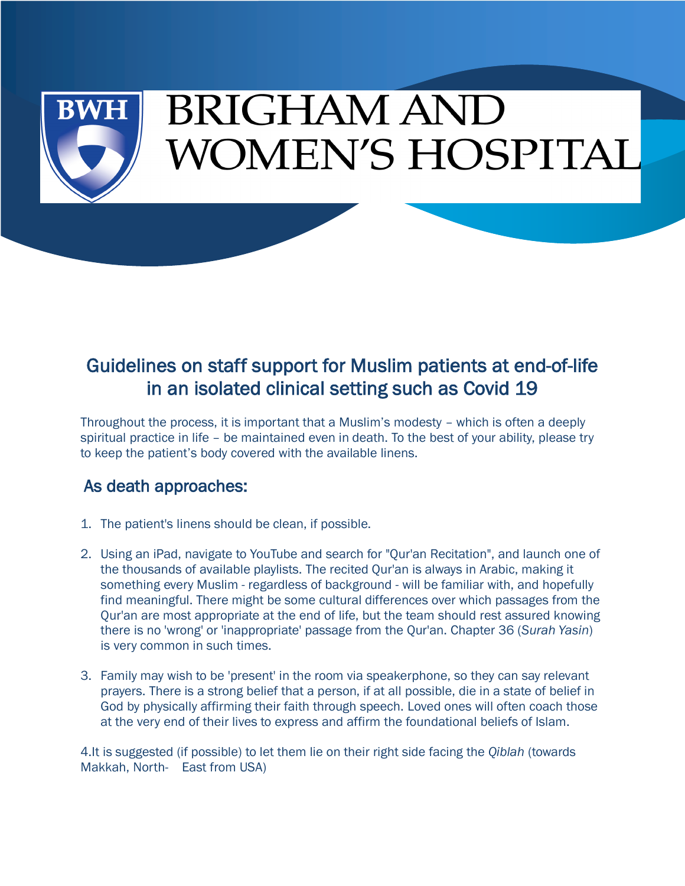# BRIGHAM AND WOMEN'S HOSPITAL

## Guidelines on staff support for Muslim patients at end-of-life in an isolated clinical setting such as Covid 19

Throughout the process, it is important that a Muslim's modesty – which is often a deeply spiritual practice in life – be maintained even in death. To the best of your ability, please try to keep the patient's body covered with the available linens.

### As death approaches:

1. The patient's linens should be clean, if possible.

2. Using an iPad, navigate to YouTube and search for "Qur'an Recitation", and launch one of the thousands of available playlists. The recited Qur'an is always in Arabic, making it something every Muslim - regardless of background - will be familiar with, and hopefully find meaningful. There might be some cultural differences over which passages from the Qur'an are most appropriate at the end of life, but the team should rest assured knowing there is no 'wrong' or 'inappropriate' passage from the Qur'an. Chapter 36 (*Surah Yasin*) is very common in such times.

3. Family may wish to be 'present' in the room via speakerphone, so they can say relevant prayers. There is a strong belief that a person, if at all possible, die in a state of belief in God by physically affirming their faith through speech. Loved ones will often coach those at the very end of their lives to express and affirm the foundational beliefs of Islam.

4.It is suggested (if possible) to let them lie on their right side facing the *Qiblah* (towards Makkah, North- East from USA)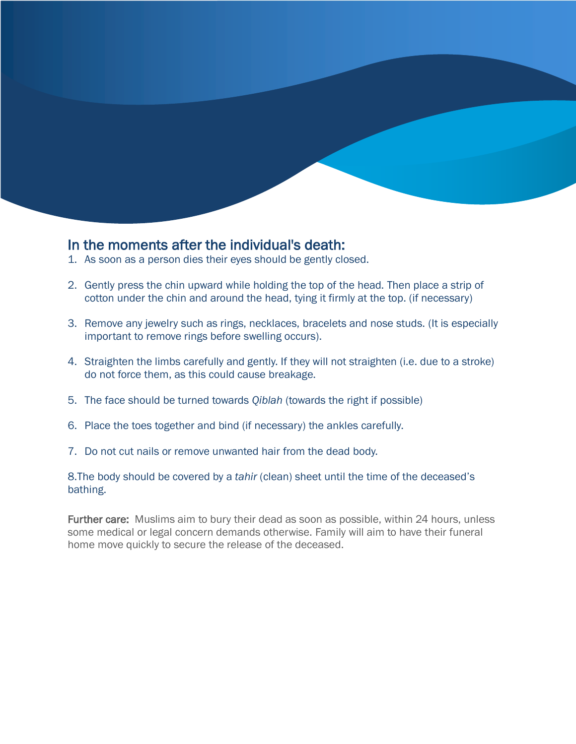## In the moments after the individual's death:

1. As soon as a person dies their eyes should be gently closed.

2. Gently press the chin upward while holding the top of the head. Then place a strip of cotton under the chin and around the head, tying it firmly at the top. (if necessary)

3. Remove any jewelry such as rings, necklaces, bracelets and nose studs. (It is especially important to remove rings before swelling occurs).

4. Straighten the limbs carefully and gently. If they will not straighten (i.e. due to a stroke) do not force them, as this could cause breakage.

5. The face should be turned towards *Qiblah* (towards the right if possible)

6. Place the toes together and bind (if necessary) the ankles carefully.

7. Do not cut nails or remove unwanted hair from the dead body.

8.The body should be covered by a *tahir* (clean) sheet until the time of the deceased's bathing.

**Further care:** Muslims aim to bury their dead as soon as possible, within 24 hours, unless some medical or legal concern demands otherwise. Family will aim to have their funeral home move quickly to secure the release of the deceased.